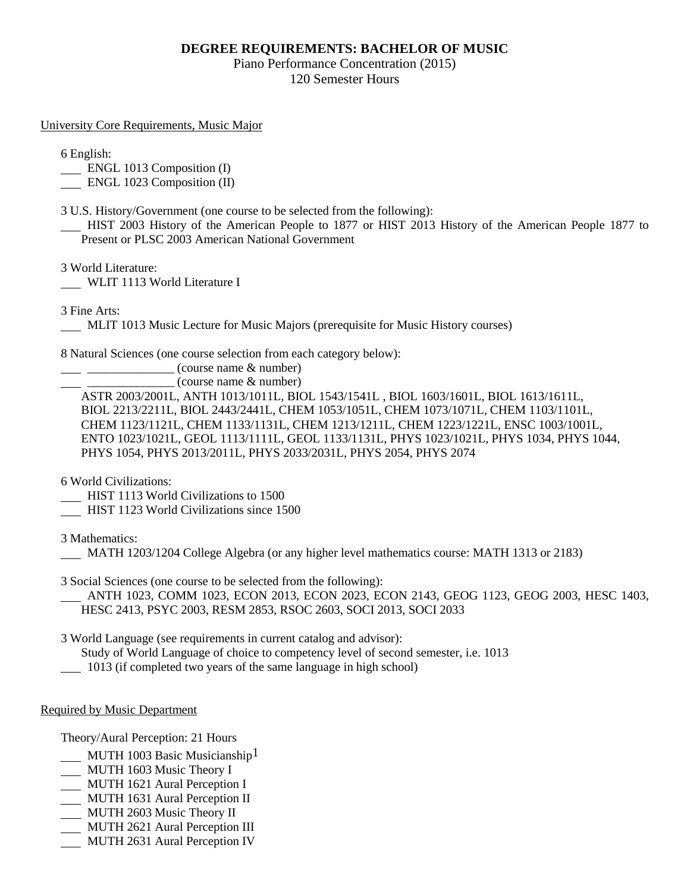# DEGREE REQUIREMENTS: BACHELOR OF MUSIC

Piano Performance Concentration (2015)
120 Semester Hours

University Core Requirements, Music Major

6 English:
___ ENGL 1013 Composition (I)
___ ENGL 1023 Composition (II)

3 U.S. History/Government (one course to be selected from the following):
___ HIST 2003 History of the American People to 1877 or HIST 2013 History of the American People 1877 to Present or PLSC 2003 American National Government

3 World Literature:
___ WLIT 1113 World Literature I

3 Fine Arts:
___ MLIT 1013 Music Lecture for Music Majors (prerequisite for Music History courses)

8 Natural Sciences (one course selection from each category below):
___ ______________ (course name & number)
___ ______________ (course name & number)
ASTR 2003/2001L, ANTH 1013/1011L, BIOL 1543/1541L , BIOL 1603/1601L, BIOL 1613/1611L, BIOL 2213/2211L, BIOL 2443/2441L, CHEM 1053/1051L, CHEM 1073/1071L, CHEM 1103/1101L, CHEM 1123/1121L, CHEM 1133/1131L, CHEM 1213/1211L, CHEM 1223/1221L, ENSC 1003/1001L, ENTO 1023/1021L, GEOL 1113/1111L, GEOL 1133/1131L, PHYS 1023/1021L, PHYS 1034, PHYS 1044, PHYS 1054, PHYS 2013/2011L, PHYS 2033/2031L, PHYS 2054, PHYS 2074

6 World Civilizations:
___ HIST 1113 World Civilizations to 1500
___ HIST 1123 World Civilizations since 1500

3 Mathematics:
___ MATH 1203/1204 College Algebra (or any higher level mathematics course: MATH 1313 or 2183)

3 Social Sciences (one course to be selected from the following):
___ ANTH 1023, COMM 1023, ECON 2013, ECON 2023, ECON 2143, GEOG 1123, GEOG 2003, HESC 1403, HESC 2413, PSYC 2003, RESM 2853, RSOC 2603, SOCI 2013, SOCI 2033

3 World Language (see requirements in current catalog and advisor):
Study of World Language of choice to competency level of second semester, i.e. 1013
___ 1013 (if completed two years of the same language in high school)

Required by Music Department

Theory/Aural Perception: 21 Hours
___ MUTH 1003 Basic Musicianship[1]
___ MUTH 1603 Music Theory I
___ MUTH 1621 Aural Perception I
___ MUTH 1631 Aural Perception II
___ MUTH 2603 Music Theory II
___ MUTH 2621 Aural Perception III
___ MUTH 2631 Aural Perception IV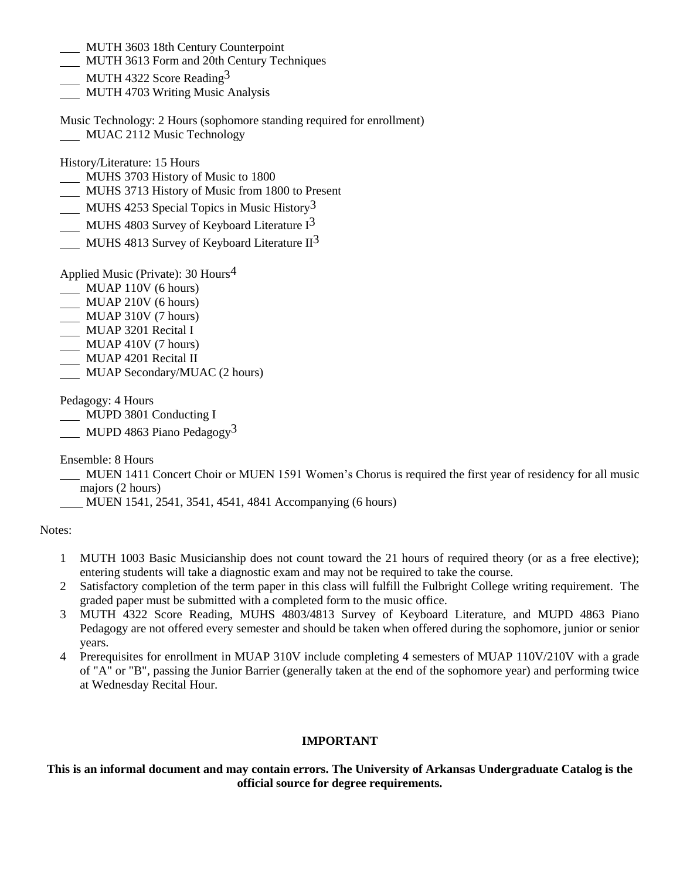___ MUTH 3603 18th Century Counterpoint
___ MUTH 3613 Form and 20th Century Techniques
___ MUTH 4322 Score Reading[3]
___ MUTH 4703 Writing Music Analysis

Music Technology: 2 Hours (sophomore standing required for enrollment)
___ MUAC 2112 Music Technology

History/Literature: 15 Hours
___ MUHS 3703 History of Music to 1800
___ MUHS 3713 History of Music from 1800 to Present
___ MUHS 4253 Special Topics in Music History[3]
___ MUHS 4803 Survey of Keyboard Literature I[3]
___ MUHS 4813 Survey of Keyboard Literature II[3]

Applied Music (Private): 30 Hours[4]
___ MUAP 110V (6 hours)
___ MUAP 210V (6 hours)
___ MUAP 310V (7 hours)
___ MUAP 3201 Recital I
___ MUAP 410V (7 hours)
___ MUAP 4201 Recital II
___ MUAP Secondary/MUAC (2 hours)

Pedagogy: 4 Hours
___ MUPD 3801 Conducting I
___ MUPD 4863 Piano Pedagogy[3]

Ensemble: 8 Hours
___ MUEN 1411 Concert Choir or MUEN 1591 Women's Chorus is required the first year of residency for all music majors (2 hours)
___ MUEN 1541, 2541, 3541, 4541, 4841 Accompanying (6 hours)

Notes:

1. MUTH 1003 Basic Musicianship does not count toward the 21 hours of required theory (or as a free elective); entering students will take a diagnostic exam and may not be required to take the course.
2. Satisfactory completion of the term paper in this class will fulfill the Fulbright College writing requirement. The graded paper must be submitted with a completed form to the music office.
3. MUTH 4322 Score Reading, MUHS 4803/4813 Survey of Keyboard Literature, and MUPD 4863 Piano Pedagogy are not offered every semester and should be taken when offered during the sophomore, junior or senior years.
4. Prerequisites for enrollment in MUAP 310V include completing 4 semesters of MUAP 110V/210V with a grade of "A" or "B", passing the Junior Barrier (generally taken at the end of the sophomore year) and performing twice at Wednesday Recital Hour.

**IMPORTANT**

**This is an informal document and may contain errors. The University of Arkansas Undergraduate Catalog is the official source for degree requirements.**